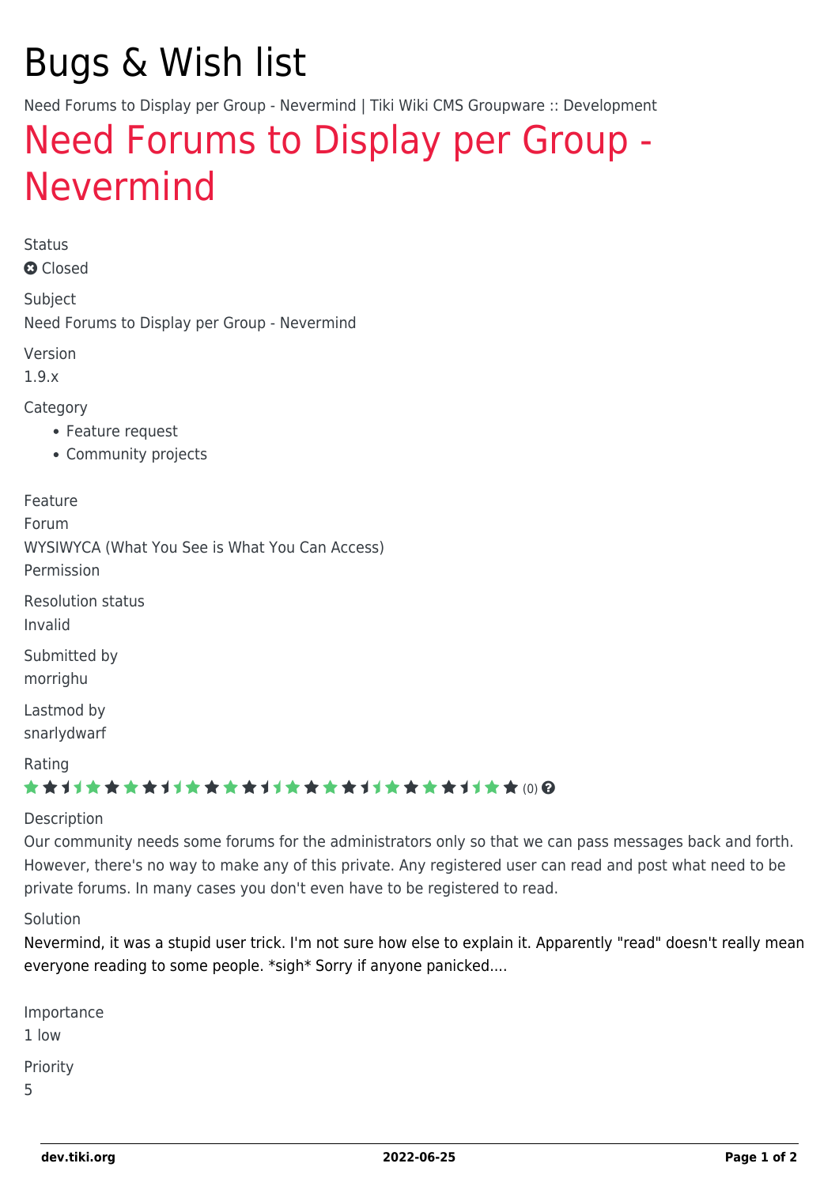# Bugs & Wish list

Need Forums to Display per Group - Nevermind | Tiki Wiki CMS Groupware :: Development

## Need Forums to Display per Group - Nevermind

Status

Closed

Subject

Need Forums to Display per Group - Nevermind

Version

1.9.x

Category

- Feature request
- Community projects

Feature

Forum

WYSIWYCA (What You See is What You Can Access)

Permission

Resolution status

Invalid

Submitted by

morrighu

Lastmod by

snarlydwarf

Rating

(0)

Description

Our community needs some forums for the administrators only so that we can pass messages back and forth. However, there's no way to make any of this private. Any registered user can read and post what need to be private forums. In many cases you don't even have to be registered to read.

Solution

Nevermind, it was a stupid user trick. I'm not sure how else to explain it. Apparently "read" doesn't really mean everyone reading to some people. *sigh* Sorry if anyone panicked....

Importance

1 low

Priority

5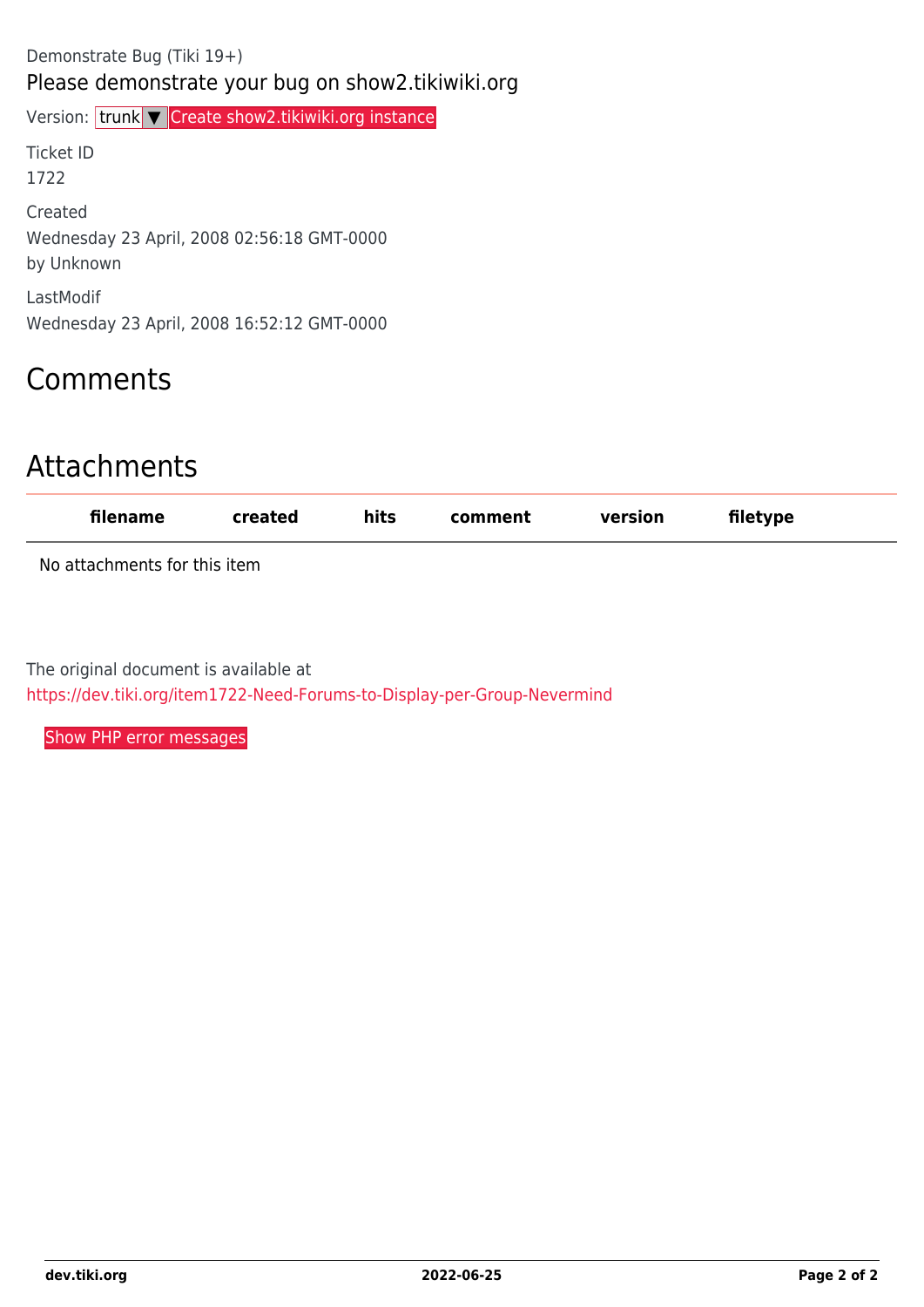Demonstrate Bug (Tiki 19+)

Please demonstrate your bug on show2.tikiwiki.org

Version: trunk ▼ Create show2.tikiwiki.org instance

Ticket ID

1722

Created

Wednesday 23 April, 2008 02:56:18 GMT-0000

by Unknown

LastModif

Wednesday 23 April, 2008 16:52:12 GMT-0000

## Comments

## Attachments

| filename | created | hits | comment | version | filetype |
|---|---|---|---|---|---|
| No attachments for this item | | | | | |

The original document is available at

https://dev.tiki.org/item1722-Need-Forums-to-Display-per-Group-Nevermind

Show PHP error messages